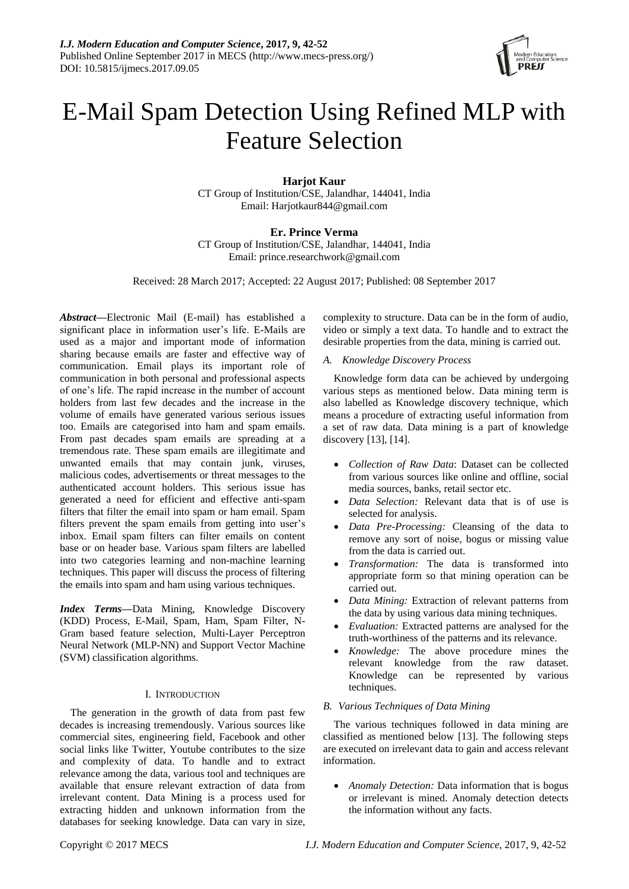# E-Mail Spam Detection Using Refined MLP with Feature Selection

**Harjot Kaur**
CT Group of Institution/CSE, Jalandhar, 144041, India
Email: Harjotkaur844@gmail.com

**Er. Prince Verma**
CT Group of Institution/CSE, Jalandhar, 144041, India
Email: prince.researchwork@gmail.com

Received: 28 March 2017; Accepted: 22 August 2017; Published: 08 September 2017

***Abstract*—**Electronic Mail (E-mail) has established a significant place in information user's life. E-Mails are used as a major and important mode of information sharing because emails are faster and effective way of communication. Email plays its important role of communication in both personal and professional aspects of one's life. The rapid increase in the number of account holders from last few decades and the increase in the volume of emails have generated various serious issues too. Emails are categorised into ham and spam emails. From past decades spam emails are spreading at a tremendous rate. These spam emails are illegitimate and unwanted emails that may contain junk, viruses, malicious codes, advertisements or threat messages to the authenticated account holders. This serious issue has generated a need for efficient and effective anti-spam filters that filter the email into spam or ham email. Spam filters prevent the spam emails from getting into user's inbox. Email spam filters can filter emails on content base or on header base. Various spam filters are labelled into two categories learning and non-machine learning techniques. This paper will discuss the process of filtering the emails into spam and ham using various techniques.

***Index Terms*—**Data Mining, Knowledge Discovery (KDD) Process, E-Mail, Spam, Ham, Spam Filter, N-Gram based feature selection, Multi-Layer Perceptron Neural Network (MLP-NN) and Support Vector Machine (SVM) classification algorithms.

## I. INTRODUCTION

The generation in the growth of data from past few decades is increasing tremendously. Various sources like commercial sites, engineering field, Facebook and other social links like Twitter, Youtube contributes to the size and complexity of data. To handle and to extract relevance among the data, various tool and techniques are available that ensure relevant extraction of data from irrelevant content. Data Mining is a process used for extracting hidden and unknown information from the databases for seeking knowledge. Data can vary in size, complexity to structure. Data can be in the form of audio, video or simply a text data. To handle and to extract the desirable properties from the data, mining is carried out.

### *A. Knowledge Discovery Process*

Knowledge form data can be achieved by undergoing various steps as mentioned below. Data mining term is also labelled as Knowledge discovery technique, which means a procedure of extracting useful information from a set of raw data. Data mining is a part of knowledge discovery [13], [14].

- *Collection of Raw Data*: Dataset can be collected from various sources like online and offline, social media sources, banks, retail sector etc.
- *Data Selection:* Relevant data that is of use is selected for analysis.
- *Data Pre-Processing:* Cleansing of the data to remove any sort of noise, bogus or missing value from the data is carried out.
- *Transformation:* The data is transformed into appropriate form so that mining operation can be carried out.
- *Data Mining:* Extraction of relevant patterns from the data by using various data mining techniques.
- *Evaluation:* Extracted patterns are analysed for the truth-worthiness of the patterns and its relevance.
- *Knowledge:* The above procedure mines the relevant knowledge from the raw dataset. Knowledge can be represented by various techniques.

### *B. Various Techniques of Data Mining*

The various techniques followed in data mining are classified as mentioned below [13]. The following steps are executed on irrelevant data to gain and access relevant information.

- *Anomaly Detection:* Data information that is bogus or irrelevant is mined. Anomaly detection detects the information without any facts.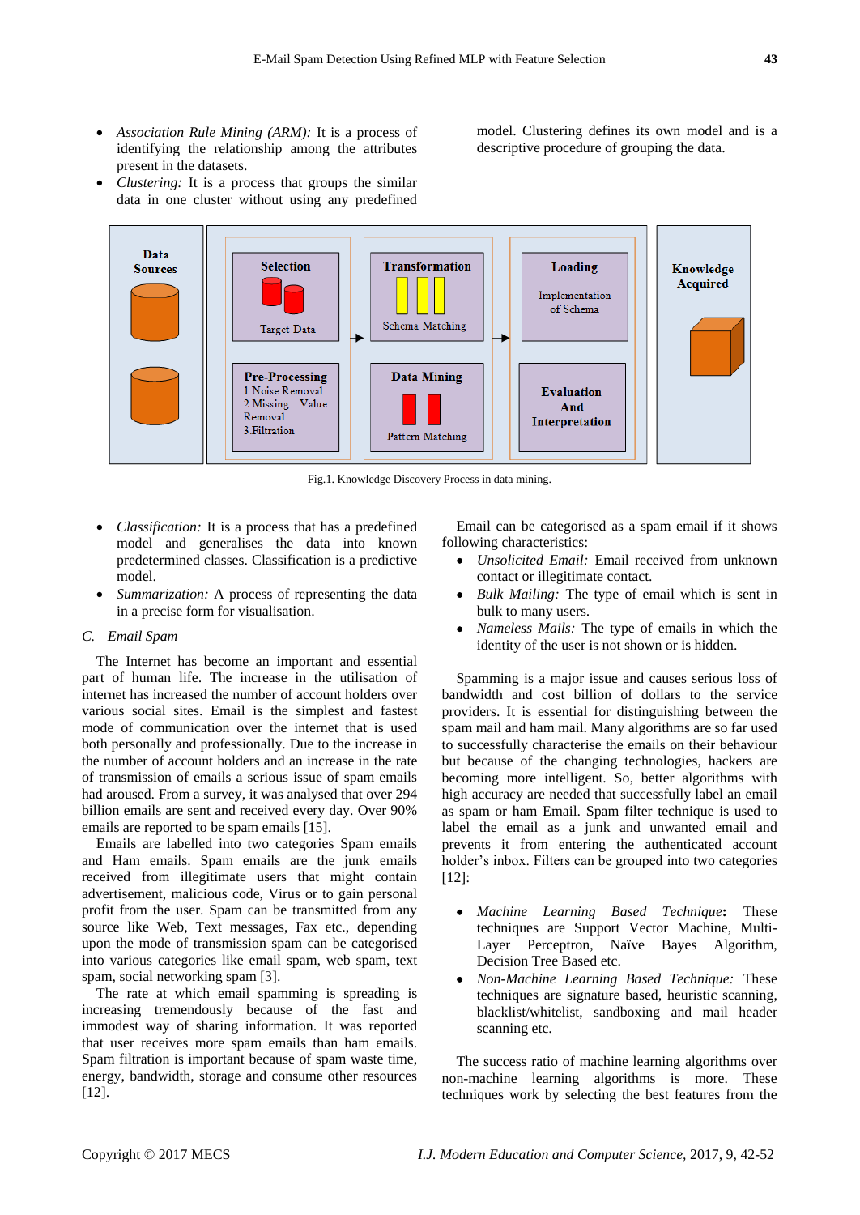- *Association Rule Mining (ARM):* It is a process of identifying the relationship among the attributes present in the datasets.
- *Clustering:* It is a process that groups the similar data in one cluster without using any predefined model. Clustering defines its own model and is a descriptive procedure of grouping the data.

Fig.1. Knowledge Discovery Process in data mining.

- *Classification:* It is a process that has a predefined model and generalises the data into known predetermined classes. Classification is a predictive model.
- *Summarization:* A process of representing the data in a precise form for visualisation.

### C. Email Spam

The Internet has become an important and essential part of human life. The increase in the utilisation of internet has increased the number of account holders over various social sites. Email is the simplest and fastest mode of communication over the internet that is used both personally and professionally. Due to the increase in the number of account holders and an increase in the rate of transmission of emails a serious issue of spam emails had aroused. From a survey, it was analysed that over 294 billion emails are sent and received every day. Over 90% emails are reported to be spam emails [15].

Emails are labelled into two categories Spam emails and Ham emails. Spam emails are the junk emails received from illegitimate users that might contain advertisement, malicious code, Virus or to gain personal profit from the user. Spam can be transmitted from any source like Web, Text messages, Fax etc., depending upon the mode of transmission spam can be categorised into various categories like email spam, web spam, text spam, social networking spam [3].

The rate at which email spamming is spreading is increasing tremendously because of the fast and immodest way of sharing information. It was reported that user receives more spam emails than ham emails. Spam filtration is important because of spam waste time, energy, bandwidth, storage and consume other resources [12].

Email can be categorised as a spam email if it shows following characteristics:

- *Unsolicited Email:* Email received from unknown contact or illegitimate contact.
- *Bulk Mailing:* The type of email which is sent in bulk to many users.
- *Nameless Mails:* The type of emails in which the identity of the user is not shown or is hidden.

Spamming is a major issue and causes serious loss of bandwidth and cost billion of dollars to the service providers. It is essential for distinguishing between the spam mail and ham mail. Many algorithms are so far used to successfully characterise the emails on their behaviour but because of the changing technologies, hackers are becoming more intelligent. So, better algorithms with high accuracy are needed that successfully label an email as spam or ham Email. Spam filter technique is used to label the email as a junk and unwanted email and prevents it from entering the authenticated account holder's inbox. Filters can be grouped into two categories [12]:

- *Machine Learning Based Technique*: These techniques are Support Vector Machine, Multi-Layer Perceptron, Naïve Bayes Algorithm, Decision Tree Based etc.
- *Non-Machine Learning Based Technique:* These techniques are signature based, heuristic scanning, blacklist/whitelist, sandboxing and mail header scanning etc.

The success ratio of machine learning algorithms over non-machine learning algorithms is more. These techniques work by selecting the best features from the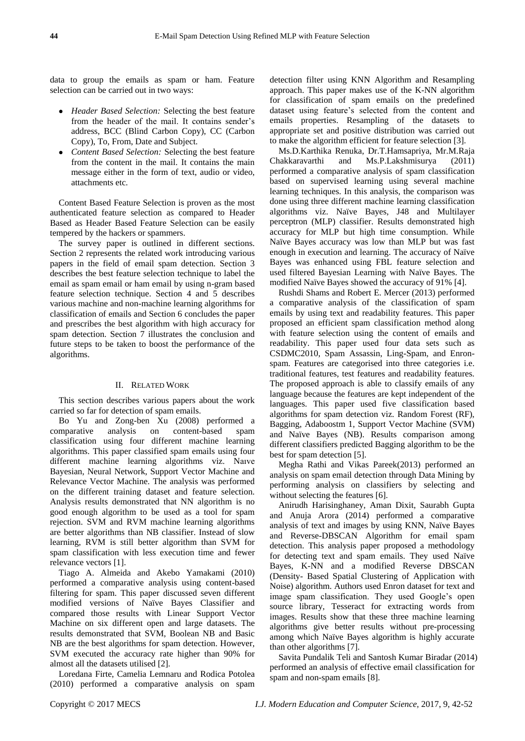data to group the emails as spam or ham. Feature selection can be carried out in two ways:

- *Header Based Selection:* Selecting the best feature from the header of the mail. It contains sender's address, BCC (Blind Carbon Copy), CC (Carbon Copy), To, From, Date and Subject.
- *Content Based Selection:* Selecting the best feature from the content in the mail. It contains the main message either in the form of text, audio or video, attachments etc.

Content Based Feature Selection is proven as the most authenticated feature selection as compared to Header Based as Header Based Feature Selection can be easily tempered by the hackers or spammers.

The survey paper is outlined in different sections. Section 2 represents the related work introducing various papers in the field of email spam detection. Section 3 describes the best feature selection technique to label the email as spam email or ham email by using n-gram based feature selection technique. Section 4 and 5 describes various machine and non-machine learning algorithms for classification of emails and Section 6 concludes the paper and prescribes the best algorithm with high accuracy for spam detection. Section 7 illustrates the conclusion and future steps to be taken to boost the performance of the algorithms.

## II. Related Work

This section describes various papers about the work carried so far for detection of spam emails.

Bo Yu and Zong-ben Xu (2008) performed a comparative analysis on content-based spam classification using four different machine learning algorithms. This paper classified spam emails using four different machine learning algorithms viz. Naıve Bayesian, Neural Network, Support Vector Machine and Relevance Vector Machine. The analysis was performed on the different training dataset and feature selection. Analysis results demonstrated that NN algorithm is no good enough algorithm to be used as a tool for spam rejection. SVM and RVM machine learning algorithms are better algorithms than NB classifier. Instead of slow learning, RVM is still better algorithm than SVM for spam classification with less execution time and fewer relevance vectors [1].

Tiago A. Almeida and Akebo Yamakami (2010) performed a comparative analysis using content-based filtering for spam. This paper discussed seven different modified versions of Naïve Bayes Classifier and compared those results with Linear Support Vector Machine on six different open and large datasets. The results demonstrated that SVM, Boolean NB and Basic NB are the best algorithms for spam detection. However, SVM executed the accuracy rate higher than 90% for almost all the datasets utilised [2].

Loredana Firte, Camelia Lemnaru and Rodica Potolea (2010) performed a comparative analysis on spam detection filter using KNN Algorithm and Resampling approach. This paper makes use of the K-NN algorithm for classification of spam emails on the predefined dataset using feature's selected from the content and emails properties. Resampling of the datasets to appropriate set and positive distribution was carried out to make the algorithm efficient for feature selection [3].

Ms.D.Karthika Renuka, Dr.T.Hamsapriya, Mr.M.Raja Chakkaravarthi and Ms.P.Lakshmisurya (2011) performed a comparative analysis of spam classification based on supervised learning using several machine learning techniques. In this analysis, the comparison was done using three different machine learning classification algorithms viz. Naïve Bayes, J48 and Multilayer perceptron (MLP) classifier. Results demonstrated high accuracy for MLP but high time consumption. While Naïve Bayes accuracy was low than MLP but was fast enough in execution and learning. The accuracy of Naïve Bayes was enhanced using FBL feature selection and used filtered Bayesian Learning with Naïve Bayes. The modified Naïve Bayes showed the accuracy of 91% [4].

Rushdi Shams and Robert E. Mercer (2013) performed a comparative analysis of the classification of spam emails by using text and readability features. This paper proposed an efficient spam classification method along with feature selection using the content of emails and readability. This paper used four data sets such as CSDMC2010, Spam Assassin, Ling-Spam, and Enron-spam. Features are categorised into three categories i.e. traditional features, test features and readability features. The proposed approach is able to classify emails of any language because the features are kept independent of the languages. This paper used five classification based algorithms for spam detection viz. Random Forest (RF), Bagging, Adaboostm 1, Support Vector Machine (SVM) and Naïve Bayes (NB). Results comparison among different classifiers predicted Bagging algorithm to be the best for spam detection [5].

Megha Rathi and Vikas Pareek(2013) performed an analysis on spam email detection through Data Mining by performing analysis on classifiers by selecting and without selecting the features [6].

Anirudh Harisinghaney, Aman Dixit, Saurabh Gupta and Anuja Arora (2014) performed a comparative analysis of text and images by using KNN, Naïve Bayes and Reverse-DBSCAN Algorithm for email spam detection. This analysis paper proposed a methodology for detecting text and spam emails. They used Naïve Bayes, K-NN and a modified Reverse DBSCAN (Density- Based Spatial Clustering of Application with Noise) algorithm. Authors used Enron dataset for text and image spam classification. They used Google's open source library, Tesseract for extracting words from images. Results show that these three machine learning algorithms give better results without pre-processing among which Naïve Bayes algorithm is highly accurate than other algorithms [7].

Savita Pundalik Teli and Santosh Kumar Biradar (2014) performed an analysis of effective email classification for spam and non-spam emails [8].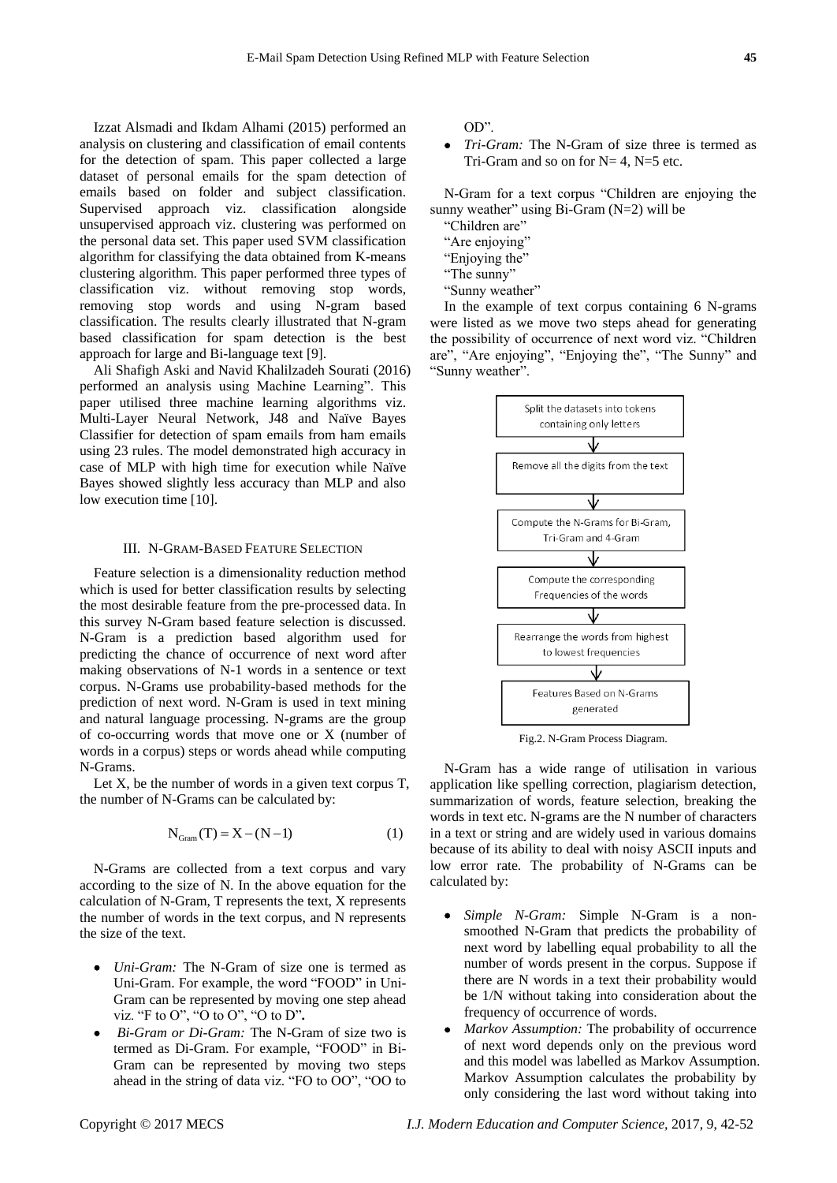Izzat Alsmadi and Ikdam Alhami (2015) performed an analysis on clustering and classification of email contents for the detection of spam. This paper collected a large dataset of personal emails for the spam detection of emails based on folder and subject classification. Supervised approach viz. classification alongside unsupervised approach viz. clustering was performed on the personal data set. This paper used SVM classification algorithm for classifying the data obtained from K-means clustering algorithm. This paper performed three types of classification viz. without removing stop words, removing stop words and using N-gram based classification. The results clearly illustrated that N-gram based classification for spam detection is the best approach for large and Bi-language text [9].

Ali Shafigh Aski and Navid Khalilzadeh Sourati (2016) performed an analysis using Machine Learning". This paper utilised three machine learning algorithms viz. Multi-Layer Neural Network, J48 and Naïve Bayes Classifier for detection of spam emails from ham emails using 23 rules. The model demonstrated high accuracy in case of MLP with high time for execution while Naïve Bayes showed slightly less accuracy than MLP and also low execution time [10].

## III. N-Gram-Based Feature Selection

Feature selection is a dimensionality reduction method which is used for better classification results by selecting the most desirable feature from the pre-processed data. In this survey N-Gram based feature selection is discussed. N-Gram is a prediction based algorithm used for predicting the chance of occurrence of next word after making observations of N-1 words in a sentence or text corpus. N-Grams use probability-based methods for the prediction of next word. N-Gram is used in text mining and natural language processing. N-grams are the group of co-occurring words that move one or X (number of words in a corpus) steps or words ahead while computing N-Grams.

Let X, be the number of words in a given text corpus T, the number of N-Grams can be calculated by:

$$N_{Gram}(T) = X - (N - 1) \tag{1}$$

N-Grams are collected from a text corpus and vary according to the size of N. In the above equation for the calculation of N-Gram, T represents the text, X represents the number of words in the text corpus, and N represents the size of the text.

- *Uni-Gram:* The N-Gram of size one is termed as Uni-Gram. For example, the word "FOOD" in Uni-Gram can be represented by moving one step ahead viz. "F to O", "O to O", "O to D"**.**
- *Bi-Gram or Di-Gram:* The N-Gram of size two is termed as Di-Gram. For example, "FOOD" in Bi-Gram can be represented by moving two steps ahead in the string of data viz. "FO to OO", "OO to OD".
- *Tri-Gram:* The N-Gram of size three is termed as Tri-Gram and so on for N= 4, N=5 etc.

N-Gram for a text corpus "Children are enjoying the sunny weather" using Bi-Gram (N=2) will be

"Children are"
"Are enjoying"
"Enjoying the"
"The sunny"
"Sunny weather"

In the example of text corpus containing 6 N-grams were listed as we move two steps ahead for generating the possibility of occurrence of next word viz. "Children are", "Are enjoying", "Enjoying the", "The Sunny" and "Sunny weather".

Split the datasets into tokens containing only letters → Remove all the digits from the text → Compute the N-Grams for Bi-Gram, Tri-Gram and 4-Gram → Compute the corresponding Frequencies of the words → Rearrange the words from highest to lowest frequencies → Features Based on N-Grams generated

Fig.2. N-Gram Process Diagram.

N-Gram has a wide range of utilisation in various application like spelling correction, plagiarism detection, summarization of words, feature selection, breaking the words in text etc. N-grams are the N number of characters in a text or string and are widely used in various domains because of its ability to deal with noisy ASCII inputs and low error rate. The probability of N-Grams can be calculated by:

- *Simple N-Gram:* Simple N-Gram is a non-smoothed N-Gram that predicts the probability of next word by labelling equal probability to all the number of words present in the corpus. Suppose if there are N words in a text their probability would be 1/N without taking into consideration about the frequency of occurrence of words.
- *Markov Assumption:* The probability of occurrence of next word depends only on the previous word and this model was labelled as Markov Assumption. Markov Assumption calculates the probability by only considering the last word without taking into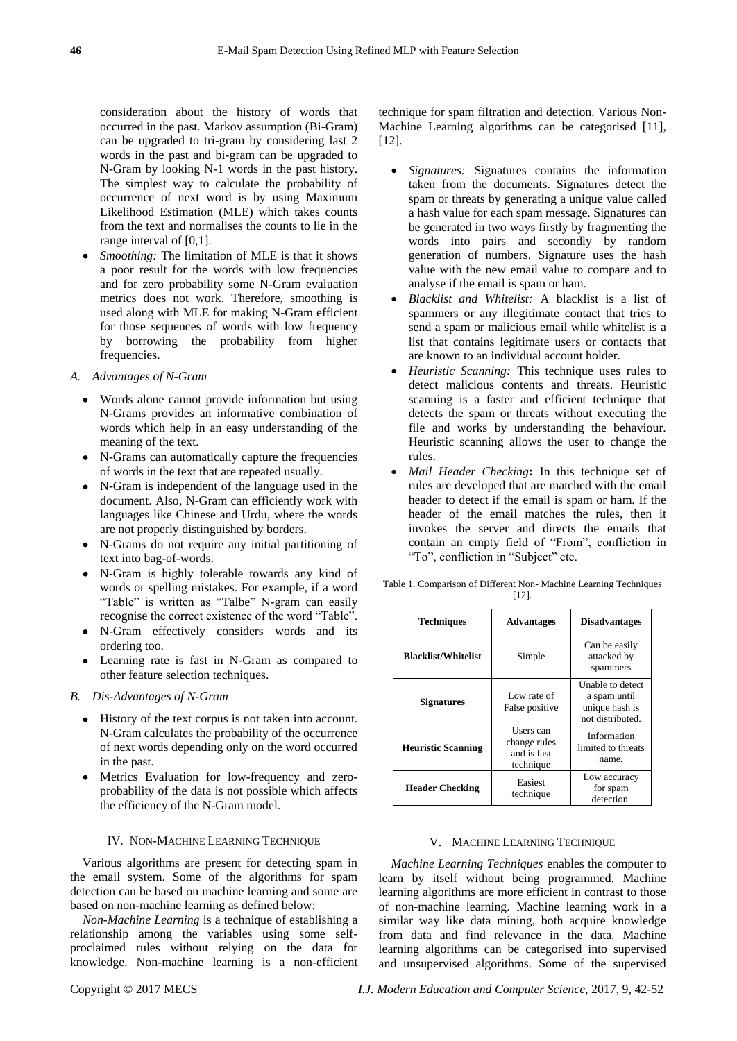consideration about the history of words that occurred in the past. Markov assumption (Bi-Gram) can be upgraded to tri-gram by considering last 2 words in the past and bi-gram can be upgraded to N-Gram by looking N-1 words in the past history. The simplest way to calculate the probability of occurrence of next word is by using Maximum Likelihood Estimation (MLE) which takes counts from the text and normalises the counts to lie in the range interval of [0,1].

- *Smoothing:* The limitation of MLE is that it shows a poor result for the words with low frequencies and for zero probability some N-Gram evaluation metrics does not work. Therefore, smoothing is used along with MLE for making N-Gram efficient for those sequences of words with low frequency by borrowing the probability from higher frequencies.

### *A. Advantages of N-Gram*

- Words alone cannot provide information but using N-Grams provides an informative combination of words which help in an easy understanding of the meaning of the text.
- N-Grams can automatically capture the frequencies of words in the text that are repeated usually.
- N-Gram is independent of the language used in the document. Also, N-Gram can efficiently work with languages like Chinese and Urdu, where the words are not properly distinguished by borders.
- N-Grams do not require any initial partitioning of text into bag-of-words.
- N-Gram is highly tolerable towards any kind of words or spelling mistakes. For example, if a word "Table" is written as "Talbe" N-gram can easily recognise the correct existence of the word "Table".
- N-Gram effectively considers words and its ordering too.
- Learning rate is fast in N-Gram as compared to other feature selection techniques.

### *B. Dis-Advantages of N-Gram*

- History of the text corpus is not taken into account. N-Gram calculates the probability of the occurrence of next words depending only on the word occurred in the past.
- Metrics Evaluation for low-frequency and zero-probability of the data is not possible which affects the efficiency of the N-Gram model.

## IV. Non-Machine Learning Technique

Various algorithms are present for detecting spam in the email system. Some of the algorithms for spam detection can be based on machine learning and some are based on non-machine learning as defined below:

*Non-Machine Learning* is a technique of establishing a relationship among the variables using some self-proclaimed rules without relying on the data for knowledge. Non-machine learning is a non-efficient technique for spam filtration and detection. Various Non-Machine Learning algorithms can be categorised [11], [12].

- *Signatures:* Signatures contains the information taken from the documents. Signatures detect the spam or threats by generating a unique value called a hash value for each spam message. Signatures can be generated in two ways firstly by fragmenting the words into pairs and secondly by random generation of numbers. Signature uses the hash value with the new email value to compare and to analyse if the email is spam or ham.
- *Blacklist and Whitelist:* A blacklist is a list of spammers or any illegitimate contact that tries to send a spam or malicious email while whitelist is a list that contains legitimate users or contacts that are known to an individual account holder.
- *Heuristic Scanning:* This technique uses rules to detect malicious contents and threats. Heuristic scanning is a faster and efficient technique that detects the spam or threats without executing the file and works by understanding the behaviour. Heuristic scanning allows the user to change the rules.
- *Mail Header Checking*: In this technique set of rules are developed that are matched with the email header to detect if the email is spam or ham. If the header of the email matches the rules, then it invokes the server and directs the emails that contain an empty field of "From", confliction in "To", confliction in "Subject" etc.

Table 1. Comparison of Different Non- Machine Learning Techniques [12].

| Techniques | Advantages | Disadvantages |
|---|---|---|
| **Blacklist/Whitelist** | Simple | Can be easily attacked by spammers |
| **Signatures** | Low rate of False positive | Unable to detect a spam until unique hash is not distributed. |
| **Heuristic Scanning** | Users can change rules and is fast technique | Information limited to threats name. |
| **Header Checking** | Easiest technique | Low accuracy for spam detection. |

## V. Machine Learning Technique

*Machine Learning Techniques* enables the computer to learn by itself without being programmed. Machine learning algorithms are more efficient in contrast to those of non-machine learning. Machine learning work in a similar way like data mining, both acquire knowledge from data and find relevance in the data. Machine learning algorithms can be categorised into supervised and unsupervised algorithms. Some of the supervised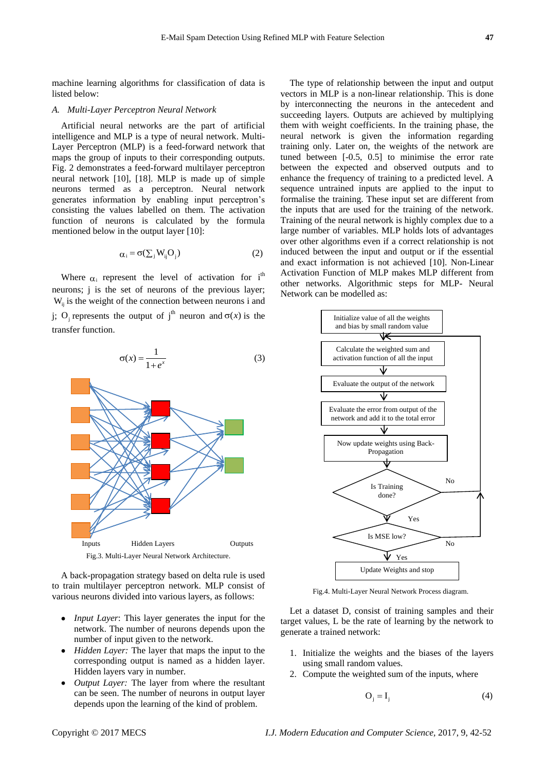machine learning algorithms for classification of data is listed below:

### *A. Multi-Layer Perceptron Neural Network*

Artificial neural networks are the part of artificial intelligence and MLP is a type of neural network. Multi-Layer Perceptron (MLP) is a feed-forward network that maps the group of inputs to their corresponding outputs. Fig. 2 demonstrates a feed-forward multilayer perceptron neural network [10], [18]. MLP is made up of simple neurons termed as a perceptron. Neural network generates information by enabling input perceptron's consisting the values labelled on them. The activation function of neurons is calculated by the formula mentioned below in the output layer [10]:

$$\alpha_i = \sigma(\sum_j W_{ij} O_j) \tag{2}$$

Where $\alpha_i$ represent the level of activation for $i^{th}$ neurons; j is the set of neurons of the previous layer; $W_{ij}$ is the weight of the connection between neurons i and j; $O_j$ represents the output of $j^{th}$ neuron and $\sigma(x)$ is the transfer function.

$$\sigma(x) = \frac{1}{1+e^x} \tag{3}$$

Fig.3. Multi-Layer Neural Network Architecture.

A back-propagation strategy based on delta rule is used to train multilayer perceptron network. MLP consist of various neurons divided into various layers, as follows:

- *Input Layer*: This layer generates the input for the network. The number of neurons depends upon the number of input given to the network.
- *Hidden Layer:* The layer that maps the input to the corresponding output is named as a hidden layer. Hidden layers vary in number.
- *Output Layer:* The layer from where the resultant can be seen. The number of neurons in output layer depends upon the learning of the kind of problem.

The type of relationship between the input and output vectors in MLP is a non-linear relationship. This is done by interconnecting the neurons in the antecedent and succeeding layers. Outputs are achieved by multiplying them with weight coefficients. In the training phase, the neural network is given the information regarding training only. Later on, the weights of the network are tuned between [-0.5, 0.5] to minimise the error rate between the expected and observed outputs and to enhance the frequency of training to a predicted level. A sequence untrained inputs are applied to the input to formalise the training. These input set are different from the inputs that are used for the training of the network. Training of the neural network is highly complex due to a large number of variables. MLP holds lots of advantages over other algorithms even if a correct relationship is not induced between the input and output or if the essential and exact information is not achieved [10]. Non-Linear Activation Function of MLP makes MLP different from other networks. Algorithmic steps for MLP- Neural Network can be modelled as:

Fig.4. Multi-Layer Neural Network Process diagram.

Let a dataset D, consist of training samples and their target values, L be the rate of learning by the network to generate a trained network:

1. Initialize the weights and the biases of the layers using small random values.
2. Compute the weighted sum of the inputs, where

$$O_j = I_j \tag{4}$$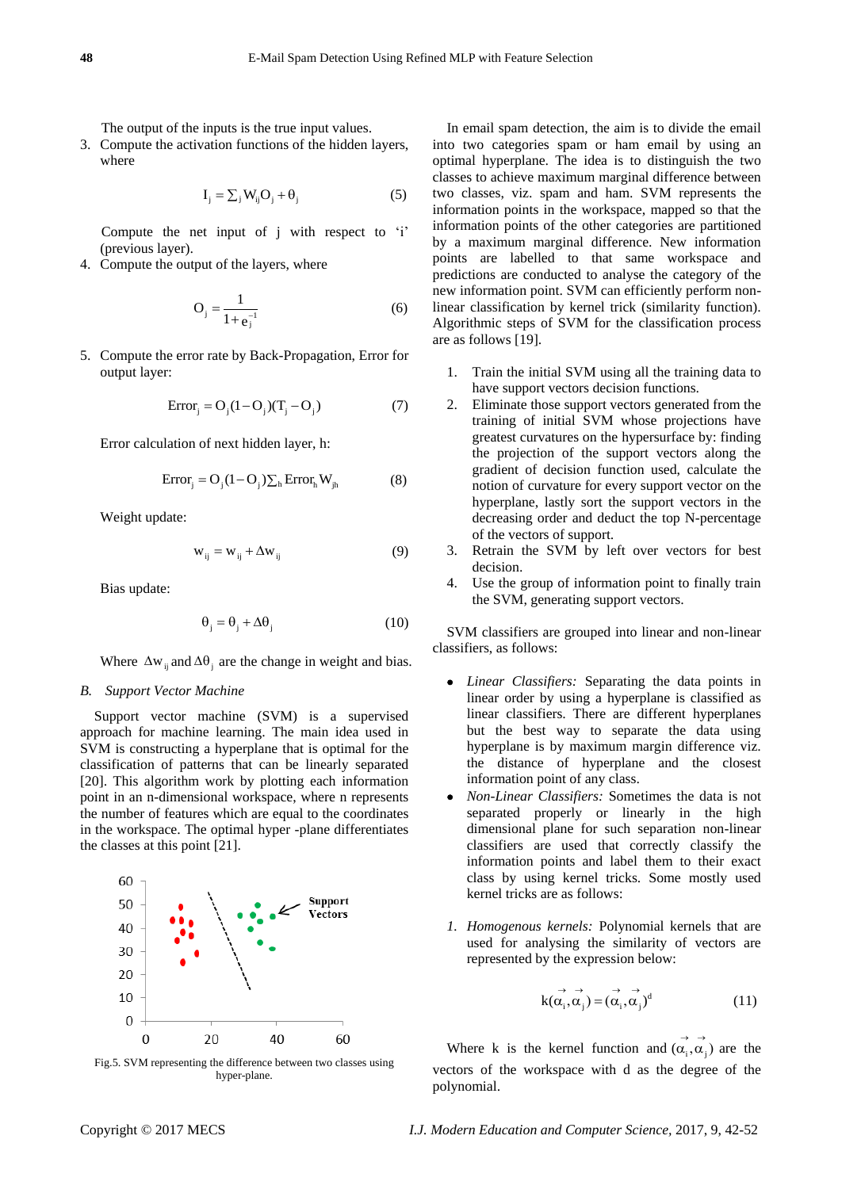The output of the inputs is the true input values.

3. Compute the activation functions of the hidden layers, where

$$I_j = \sum_j W_{ij} O_j + \theta_j \quad (5)$$

Compute the net input of j with respect to 'i' (previous layer).

4. Compute the output of the layers, where

$$O_j = \frac{1}{1 + e_j^{-1}} \quad (6)$$

5. Compute the error rate by Back-Propagation, Error for output layer:

$$Error_j = O_j(1 - O_j)(T_j - O_j) \quad (7)$$

Error calculation of next hidden layer, h:

$$Error_j = O_j(1 - O_j)\sum_h Error_h W_{jh} \quad (8)$$

Weight update:

$$w_{ij} = w_{ij} + \Delta w_{ij} \quad (9)$$

Bias update:

$$\theta_j = \theta_j + \Delta\theta_j \quad (10)$$

Where $\Delta w_{ij}$ and $\Delta\theta_j$ are the change in weight and bias.

### B. Support Vector Machine

Support vector machine (SVM) is a supervised approach for machine learning. The main idea used in SVM is constructing a hyperplane that is optimal for the classification of patterns that can be linearly separated [20]. This algorithm work by plotting each information point in an n-dimensional workspace, where n represents the number of features which are equal to the coordinates in the workspace. The optimal hyper -plane differentiates the classes at this point [21].

Fig.5. SVM representing the difference between two classes using hyper-plane.

In email spam detection, the aim is to divide the email into two categories spam or ham email by using an optimal hyperplane. The idea is to distinguish the two classes to achieve maximum marginal difference between two classes, viz. spam and ham. SVM represents the information points in the workspace, mapped so that the information points of the other categories are partitioned by a maximum marginal difference. New information points are labelled to that same workspace and predictions are conducted to analyse the category of the new information point. SVM can efficiently perform non-linear classification by kernel trick (similarity function). Algorithmic steps of SVM for the classification process are as follows [19].

1. Train the initial SVM using all the training data to have support vectors decision functions.
2. Eliminate those support vectors generated from the training of initial SVM whose projections have greatest curvatures on the hypersurface by: finding the projection of the support vectors along the gradient of decision function used, calculate the notion of curvature for every support vector on the hyperplane, lastly sort the support vectors in the decreasing order and deduct the top N-percentage of the vectors of support.
3. Retrain the SVM by left over vectors for best decision.
4. Use the group of information point to finally train the SVM, generating support vectors.

SVM classifiers are grouped into linear and non-linear classifiers, as follows:

- *Linear Classifiers:* Separating the data points in linear order by using a hyperplane is classified as linear classifiers. There are different hyperplanes but the best way to separate the data using hyperplane is by maximum margin difference viz. the distance of hyperplane and the closest information point of any class.
- *Non-Linear Classifiers:* Sometimes the data is not separated properly or linearly in the high dimensional plane for such separation non-linear classifiers are used that correctly classify the information points and label them to their exact class by using kernel tricks. Some mostly used kernel tricks are as follows:

1. *Homogenous kernels:* Polynomial kernels that are used for analysing the similarity of vectors are represented by the expression below:

$$k(\vec{\alpha}_i, \vec{\alpha}_j) = (\vec{\alpha}_i, \vec{\alpha}_j)^d \quad (11)$$

Where k is the kernel function and $(\vec{\alpha}_i, \vec{\alpha}_j)$ are the vectors of the workspace with d as the degree of the polynomial.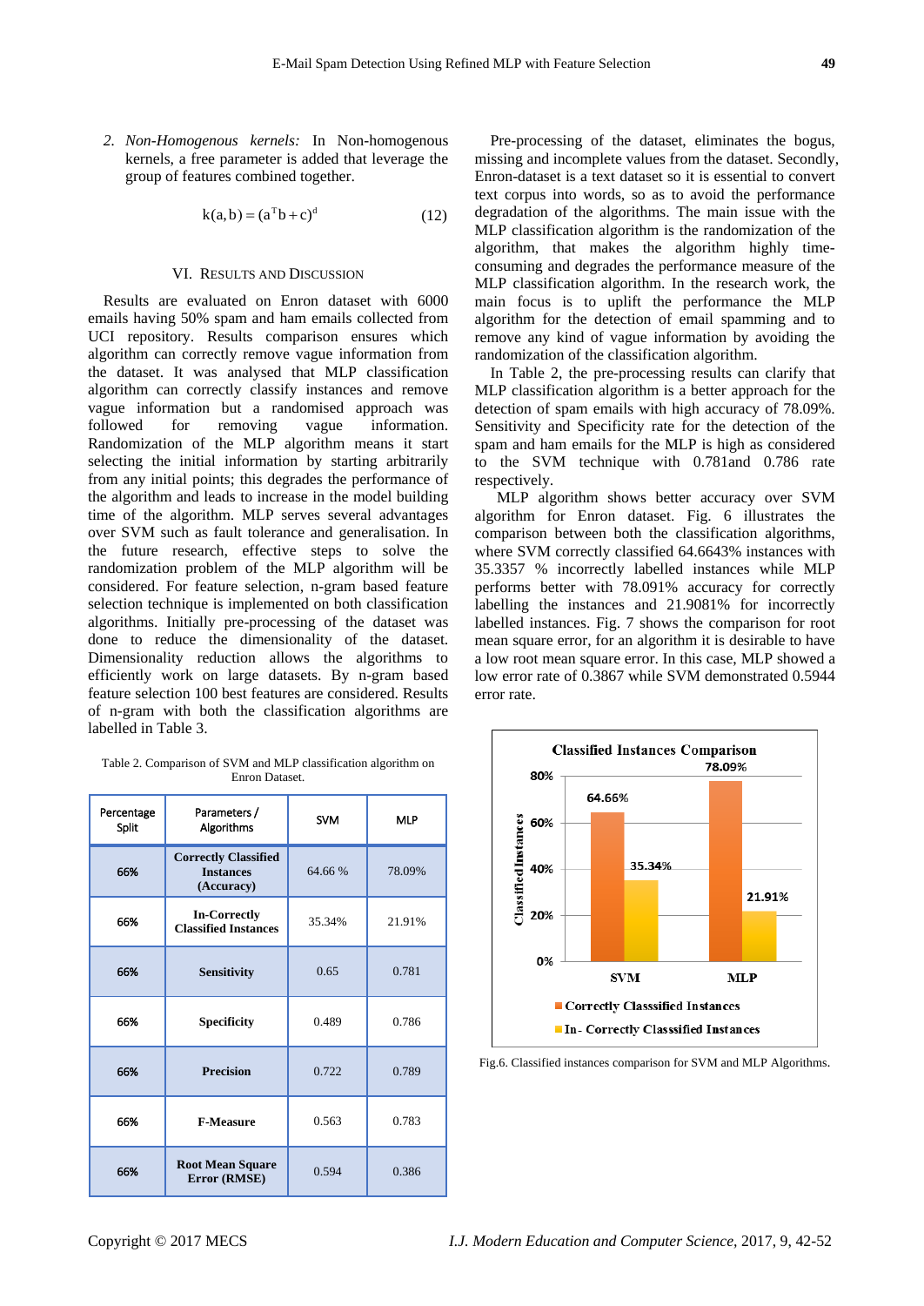2. *Non-Homogenous kernels:* In Non-homogenous kernels, a free parameter is added that leverage the group of features combined together.

$$k(a,b) = (a^T b + c)^d \tag{12}$$

## VI. Results and Discussion

Results are evaluated on Enron dataset with 6000 emails having 50% spam and ham emails collected from UCI repository. Results comparison ensures which algorithm can correctly remove vague information from the dataset. It was analysed that MLP classification algorithm can correctly classify instances and remove vague information but a randomised approach was followed for removing vague information. Randomization of the MLP algorithm means it start selecting the initial information by starting arbitrarily from any initial points; this degrades the performance of the algorithm and leads to increase in the model building time of the algorithm. MLP serves several advantages over SVM such as fault tolerance and generalisation. In the future research, effective steps to solve the randomization problem of the MLP algorithm will be considered. For feature selection, n-gram based feature selection technique is implemented on both classification algorithms. Initially pre-processing of the dataset was done to reduce the dimensionality of the dataset. Dimensionality reduction allows the algorithms to efficiently work on large datasets. By n-gram based feature selection 100 best features are considered. Results of n-gram with both the classification algorithms are labelled in Table 3.

Table 2. Comparison of SVM and MLP classification algorithm on Enron Dataset.

| Percentage Split | Parameters / Algorithms | SVM | MLP |
|---|---|---|---|
| 66% | **Correctly Classified Instances (Accuracy)** | 64.66 % | 78.09% |
| 66% | **In-Correctly Classified Instances** | 35.34% | 21.91% |
| 66% | **Sensitivity** | 0.65 | 0.781 |
| 66% | **Specificity** | 0.489 | 0.786 |
| 66% | **Precision** | 0.722 | 0.789 |
| 66% | **F-Measure** | 0.563 | 0.783 |
| 66% | **Root Mean Square Error (RMSE)** | 0.594 | 0.386 |

Pre-processing of the dataset, eliminates the bogus, missing and incomplete values from the dataset. Secondly, Enron-dataset is a text dataset so it is essential to convert text corpus into words, so as to avoid the performance degradation of the algorithms. The main issue with the MLP classification algorithm is the randomization of the algorithm, that makes the algorithm highly time-consuming and degrades the performance measure of the MLP classification algorithm. In the research work, the main focus is to uplift the performance the MLP algorithm for the detection of email spamming and to remove any kind of vague information by avoiding the randomization of the classification algorithm.

In Table 2, the pre-processing results can clarify that MLP classification algorithm is a better approach for the detection of spam emails with high accuracy of 78.09%. Sensitivity and Specificity rate for the detection of the spam and ham emails for the MLP is high as considered to the SVM technique with 0.781and 0.786 rate respectively.

MLP algorithm shows better accuracy over SVM algorithm for Enron dataset. Fig. 6 illustrates the comparison between both the classification algorithms, where SVM correctly classified 64.6643% instances with 35.3357 % incorrectly labelled instances while MLP performs better with 78.091% accuracy for correctly labelling the instances and 21.9081% for incorrectly labelled instances. Fig. 7 shows the comparison for root mean square error, for an algorithm it is desirable to have a low root mean square error. In this case, MLP showed a low error rate of 0.3867 while SVM demonstrated 0.5944 error rate.

Fig.6. Classified instances comparison for SVM and MLP Algorithms.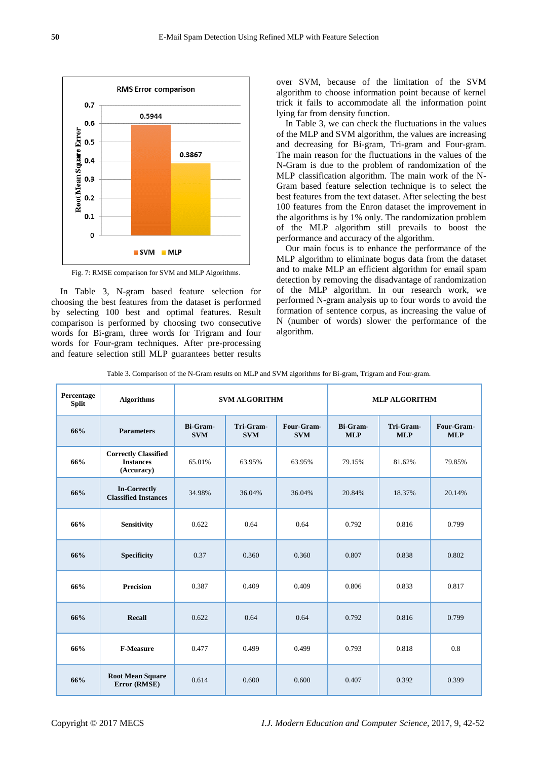Fig. 7: RMSE comparison for SVM and MLP Algorithms.

In Table 3, N-gram based feature selection for choosing the best features from the dataset is performed by selecting 100 best and optimal features. Result comparison is performed by choosing two consecutive words for Bi-gram, three words for Trigram and four words for Four-gram techniques. After pre-processing and feature selection still MLP guarantees better results over SVM, because of the limitation of the SVM algorithm to choose information point because of kernel trick it fails to accommodate all the information point lying far from density function.

In Table 3, we can check the fluctuations in the values of the MLP and SVM algorithm, the values are increasing and decreasing for Bi-gram, Tri-gram and Four-gram. The main reason for the fluctuations in the values of the N-Gram is due to the problem of randomization of the MLP classification algorithm. The main work of the N-Gram based feature selection technique is to select the best features from the text dataset. After selecting the best 100 features from the Enron dataset the improvement in the algorithms is by 1% only. The randomization problem of the MLP algorithm still prevails to boost the performance and accuracy of the algorithm.

Our main focus is to enhance the performance of the MLP algorithm to eliminate bogus data from the dataset and to make MLP an efficient algorithm for email spam detection by removing the disadvantage of randomization of the MLP algorithm. In our research work, we performed N-gram analysis up to four words to avoid the formation of sentence corpus, as increasing the value of N (number of words) slower the performance of the algorithm.

Table 3. Comparison of the N-Gram results on MLP and SVM algorithms for Bi-gram, Trigram and Four-gram.

| Percentage Split | Algorithms | SVM ALGORITHM | | | MLP ALGORITHM | | |
|---|---|---|---|---|---|---|---|
| 66% | Parameters | Bi-Gram-SVM | Tri-Gram-SVM | Four-Gram-SVM | Bi-Gram-MLP | Tri-Gram-MLP | Four-Gram-MLP |
| 66% | Correctly Classified Instances (Accuracy) | 65.01% | 63.95% | 63.95% | 79.15% | 81.62% | 79.85% |
| 66% | In-Correctly Classified Instances | 34.98% | 36.04% | 36.04% | 20.84% | 18.37% | 20.14% |
| 66% | Sensitivity | 0.622 | 0.64 | 0.64 | 0.792 | 0.816 | 0.799 |
| 66% | Specificity | 0.37 | 0.360 | 0.360 | 0.807 | 0.838 | 0.802 |
| 66% | Precision | 0.387 | 0.409 | 0.409 | 0.806 | 0.833 | 0.817 |
| 66% | Recall | 0.622 | 0.64 | 0.64 | 0.792 | 0.816 | 0.799 |
| 66% | F-Measure | 0.477 | 0.499 | 0.499 | 0.793 | 0.818 | 0.8 |
| 66% | Root Mean Square Error (RMSE) | 0.614 | 0.600 | 0.600 | 0.407 | 0.392 | 0.399 |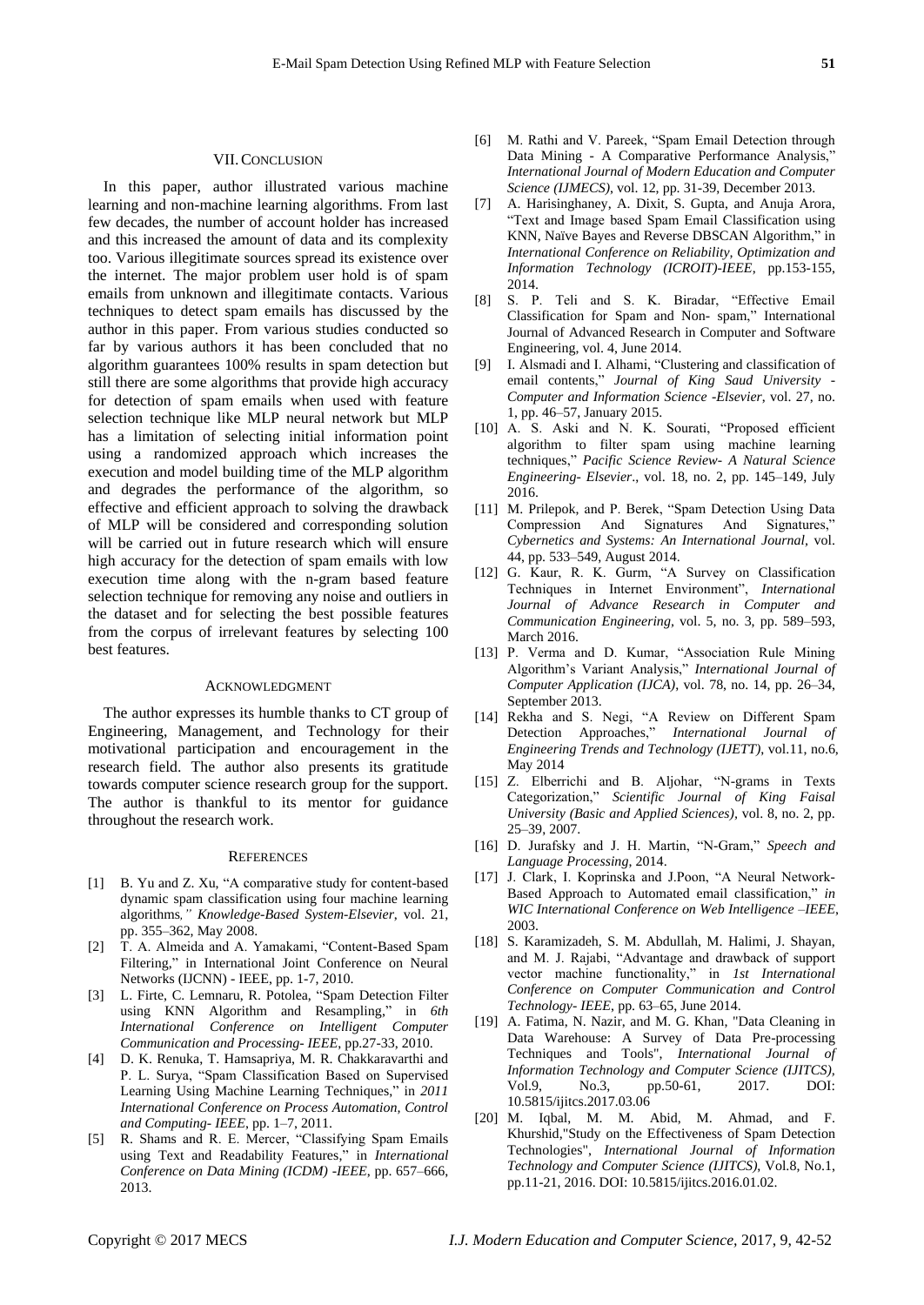## VII. Conclusion

In this paper, author illustrated various machine learning and non-machine learning algorithms. From last few decades, the number of account holder has increased and this increased the amount of data and its complexity too. Various illegitimate sources spread its existence over the internet. The major problem user hold is of spam emails from unknown and illegitimate contacts. Various techniques to detect spam emails has discussed by the author in this paper. From various studies conducted so far by various authors it has been concluded that no algorithm guarantees 100% results in spam detection but still there are some algorithms that provide high accuracy for detection of spam emails when used with feature selection technique like MLP neural network but MLP has a limitation of selecting initial information point using a randomized approach which increases the execution and model building time of the MLP algorithm and degrades the performance of the algorithm, so effective and efficient approach to solving the drawback of MLP will be considered and corresponding solution will be carried out in future research which will ensure high accuracy for the detection of spam emails with low execution time along with the n-gram based feature selection technique for removing any noise and outliers in the dataset and for selecting the best possible features from the corpus of irrelevant features by selecting 100 best features.

## Acknowledgment

The author expresses its humble thanks to CT group of Engineering, Management, and Technology for their motivational participation and encouragement in the research field. The author also presents its gratitude towards computer science research group for the support. The author is thankful to its mentor for guidance throughout the research work.

## References

[1] B. Yu and Z. Xu, "A comparative study for content-based dynamic spam classification using four machine learning algorithms," *Knowledge-Based System-Elsevier*, vol. 21, pp. 355–362, May 2008.

[2] T. A. Almeida and A. Yamakami, "Content-Based Spam Filtering," in International Joint Conference on Neural Networks (IJCNN) - IEEE, pp. 1-7, 2010.

[3] L. Firte, C. Lemnaru, R. Potolea, "Spam Detection Filter using KNN Algorithm and Resampling," in *6th International Conference on Intelligent Computer Communication and Processing- IEEE*, pp.27-33, 2010.

[4] D. K. Renuka, T. Hamsapriya, M. R. Chakkaravarthi and P. L. Surya, "Spam Classification Based on Supervised Learning Using Machine Learning Techniques," in *2011 International Conference on Process Automation, Control and Computing- IEEE*, pp. 1–7, 2011.

[5] R. Shams and R. E. Mercer, "Classifying Spam Emails using Text and Readability Features," in *International Conference on Data Mining (ICDM) -IEEE*, pp. 657–666, 2013.

[6] M. Rathi and V. Pareek, "Spam Email Detection through Data Mining - A Comparative Performance Analysis," *International Journal of Modern Education and Computer Science (IJMECS)*, vol. 12, pp. 31-39, December 2013.

[7] A. Harisinghaney, A. Dixit, S. Gupta, and Anuja Arora, "Text and Image based Spam Email Classification using KNN, Naïve Bayes and Reverse DBSCAN Algorithm," in *International Conference on Reliability, Optimization and Information Technology (ICROIT)-IEEE*, pp.153-155, 2014.

[8] S. P. Teli and S. K. Biradar, "Effective Email Classification for Spam and Non- spam," International Journal of Advanced Research in Computer and Software Engineering, vol. 4, June 2014.

[9] I. Alsmadi and I. Alhami, "Clustering and classification of email contents," *Journal of King Saud University - Computer and Information Science -Elsevier*, vol. 27, no. 1, pp. 46–57, January 2015.

[10] A. S. Aski and N. K. Sourati, "Proposed efficient algorithm to filter spam using machine learning techniques," *Pacific Science Review- A Natural Science Engineering- Elsevier*., vol. 18, no. 2, pp. 145–149, July 2016.

[11] M. Prilepok, and P. Berek, "Spam Detection Using Data Compression And Signatures And Signatures," *Cybernetics and Systems: An International Journal*, vol. 44, pp. 533–549, August 2014.

[12] G. Kaur, R. K. Gurm, "A Survey on Classification Techniques in Internet Environment", *International Journal of Advance Research in Computer and Communication Engineering*, vol. 5, no. 3, pp. 589–593, March 2016.

[13] P. Verma and D. Kumar, "Association Rule Mining Algorithm's Variant Analysis," *International Journal of Computer Application (IJCA)*, vol. 78, no. 14, pp. 26–34, September 2013.

[14] Rekha and S. Negi, "A Review on Different Spam Detection Approaches," *International Journal of Engineering Trends and Technology (IJETT)*, vol.11, no.6, May 2014

[15] Z. Elberrichi and B. Aljohar, "N-grams in Texts Categorization," *Scientific Journal of King Faisal University (Basic and Applied Sciences)*, vol. 8, no. 2, pp. 25–39, 2007.

[16] D. Jurafsky and J. H. Martin, "N-Gram," *Speech and Language Processing*, 2014.

[17] J. Clark, I. Koprinska and J.Poon, "A Neural Network-Based Approach to Automated email classification," *in WIC International Conference on Web Intelligence –IEEE*, 2003.

[18] S. Karamizadeh, S. M. Abdullah, M. Halimi, J. Shayan, and M. J. Rajabi, "Advantage and drawback of support vector machine functionality," in *1st International Conference on Computer Communication and Control Technology- IEEE*, pp. 63–65, June 2014.

[19] A. Fatima, N. Nazir, and M. G. Khan, "Data Cleaning in Data Warehouse: A Survey of Data Pre-processing Techniques and Tools", *International Journal of Information Technology and Computer Science (IJITCS)*, Vol.9, No.3, pp.50-61, 2017. DOI: 10.5815/ijitcs.2017.03.06

[20] M. Iqbal, M. M. Abid, M. Ahmad, and F. Khurshid,"Study on the Effectiveness of Spam Detection Technologies", *International Journal of Information Technology and Computer Science (IJITCS)*, Vol.8, No.1, pp.11-21, 2016. DOI: 10.5815/ijitcs.2016.01.02.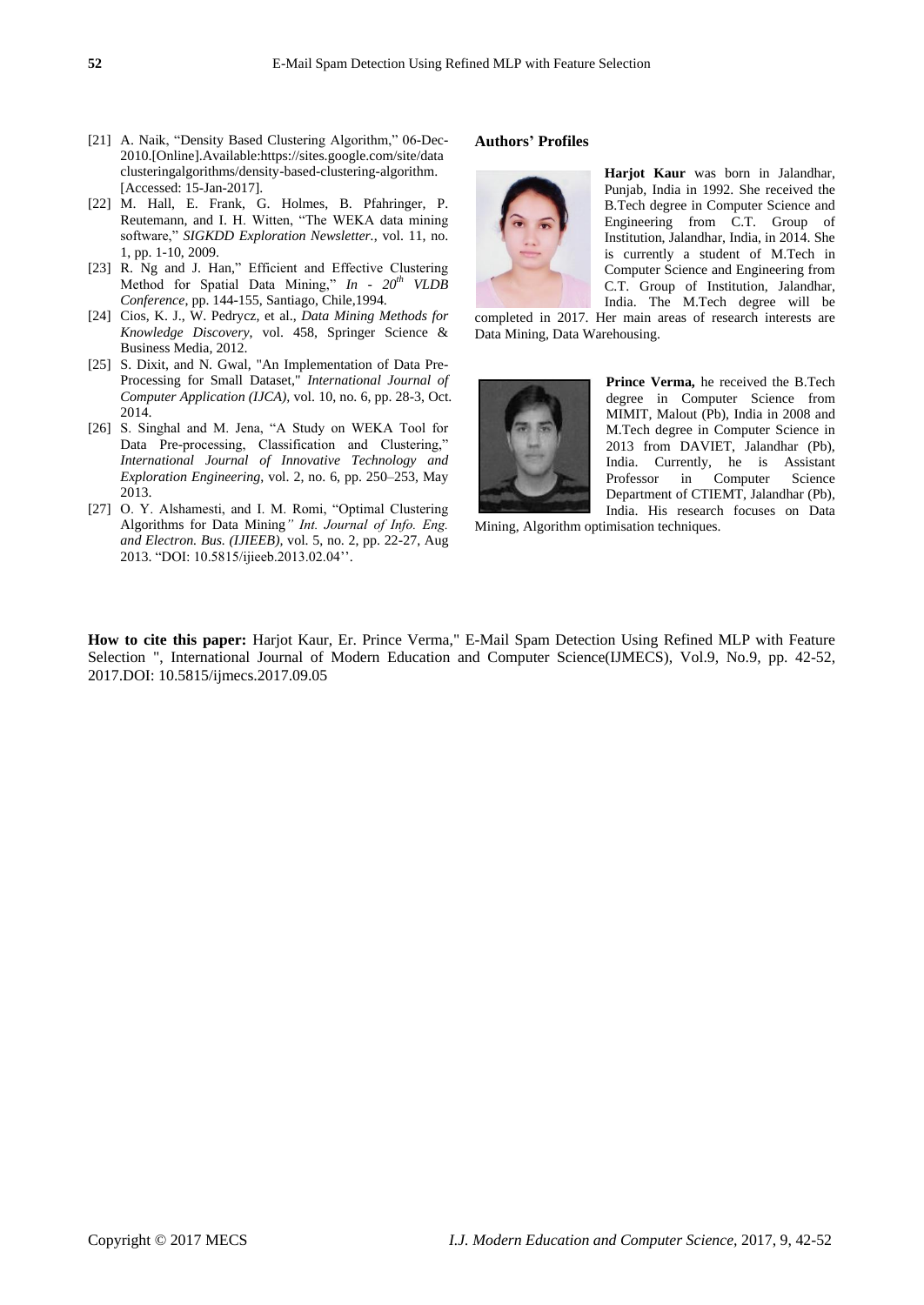[21] A. Naik, "Density Based Clustering Algorithm," 06-Dec-2010.[Online].Available:https://sites.google.com/site/dataclusteringalgorithms/density-based-clustering-algorithm. [Accessed: 15-Jan-2017].

[22] M. Hall, E. Frank, G. Holmes, B. Pfahringer, P. Reutemann, and I. H. Witten, "The WEKA data mining software," *SIGKDD Exploration Newsletter.*, vol. 11, no. 1, pp. 1-10, 2009.

[23] R. Ng and J. Han," Efficient and Effective Clustering Method for Spatial Data Mining," *In - 20th VLDB Conference*, pp. 144-155, Santiago, Chile,1994.

[24] Cios, K. J., W. Pedrycz, et al., *Data Mining Methods for Knowledge Discovery*, vol. 458, Springer Science & Business Media, 2012.

[25] S. Dixit, and N. Gwal, "An Implementation of Data Pre-Processing for Small Dataset," *International Journal of Computer Application (IJCA)*, vol. 10, no. 6, pp. 28-3, Oct. 2014.

[26] S. Singhal and M. Jena, "A Study on WEKA Tool for Data Pre-processing, Classification and Clustering," *International Journal of Innovative Technology and Exploration Engineering*, vol. 2, no. 6, pp. 250–253, May 2013.

[27] O. Y. Alshamesti, and I. M. Romi, "Optimal Clustering Algorithms for Data Mining*" Int. Journal of Info. Eng. and Electron. Bus. (IJIEEB)*, vol. 5, no. 2, pp. 22-27, Aug 2013. "DOI: 10.5815/ijieeb.2013.02.04''.

## Authors' Profiles

**Harjot Kaur** was born in Jalandhar, Punjab, India in 1992. She received the B.Tech degree in Computer Science and Engineering from C.T. Group of Institution, Jalandhar, India, in 2014. She is currently a student of M.Tech in Computer Science and Engineering from C.T. Group of Institution, Jalandhar, India. The M.Tech degree will be completed in 2017. Her main areas of research interests are Data Mining, Data Warehousing.

**Prince Verma,** he received the B.Tech degree in Computer Science from MIMIT, Malout (Pb), India in 2008 and M.Tech degree in Computer Science in 2013 from DAVIET, Jalandhar (Pb), India. Currently, he is Assistant Professor in Computer Science Department of CTIEMT, Jalandhar (Pb), India. His research focuses on Data Mining, Algorithm optimisation techniques.

**How to cite this paper:** Harjot Kaur, Er. Prince Verma," E-Mail Spam Detection Using Refined MLP with Feature Selection ", International Journal of Modern Education and Computer Science(IJMECS), Vol.9, No.9, pp. 42-52, 2017.DOI: 10.5815/ijmecs.2017.09.05